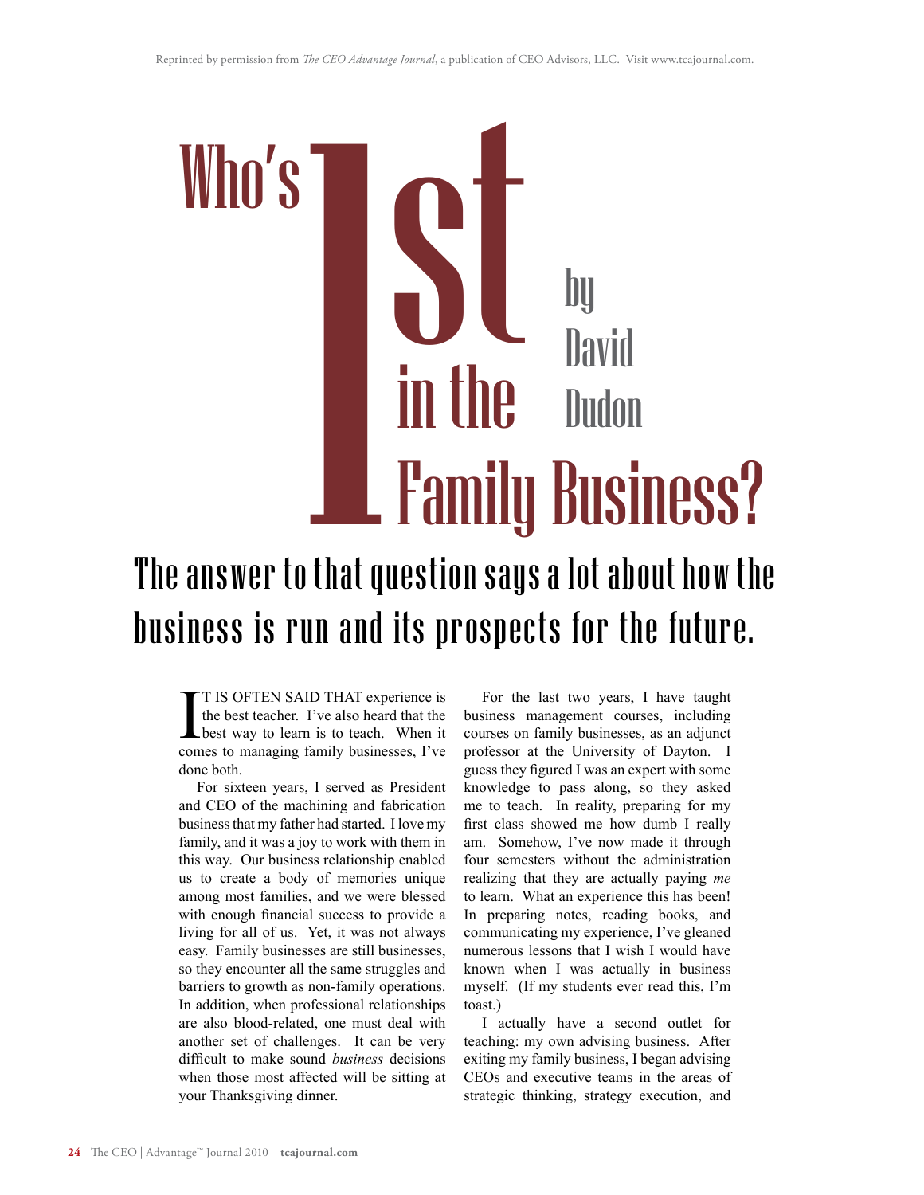Reprinted by permission from *The CEO Advantage Journal*, a publication of CEO Advisors, LLC. Visit www.tcajournal.com.

# Who's 1st in the Family Business?

by David Dudon

## The answer to that question says a lot about how the business is run and its prospects for the future.

IT IS OFTEN SAID THAT experience is the best teacher. I've also heard that the best way to learn is to teach. When it comes to managing family businesses, I've done both.

For sixteen years, I served as President and CEO of the machining and fabrication business that my father had started. I love my family, and it was a joy to work with them in this way. Our business relationship enabled us to create a body of memories unique among most families, and we were blessed with enough financial success to provide a living for all of us. Yet, it was not always easy. Family businesses are still businesses, so they encounter all the same struggles and barriers to growth as non-family operations. In addition, when professional relationships are also blood-related, one must deal with another set of challenges. It can be very difficult to make sound *business* decisions when those most affected will be sitting at your Thanksgiving dinner.

For the last two years, I have taught business management courses, including courses on family businesses, as an adjunct professor at the University of Dayton. I guess they figured I was an expert with some knowledge to pass along, so they asked me to teach. In reality, preparing for my first class showed me how dumb I really am. Somehow, I've now made it through four semesters without the administration realizing that they are actually paying *me* to learn. What an experience this has been! In preparing notes, reading books, and communicating my experience, I've gleaned numerous lessons that I wish I would have known when I was actually in business myself. (If my students ever read this, I'm toast.)

I actually have a second outlet for teaching: my own advising business. After exiting my family business, I began advising CEOs and executive teams in the areas of strategic thinking, strategy execution, and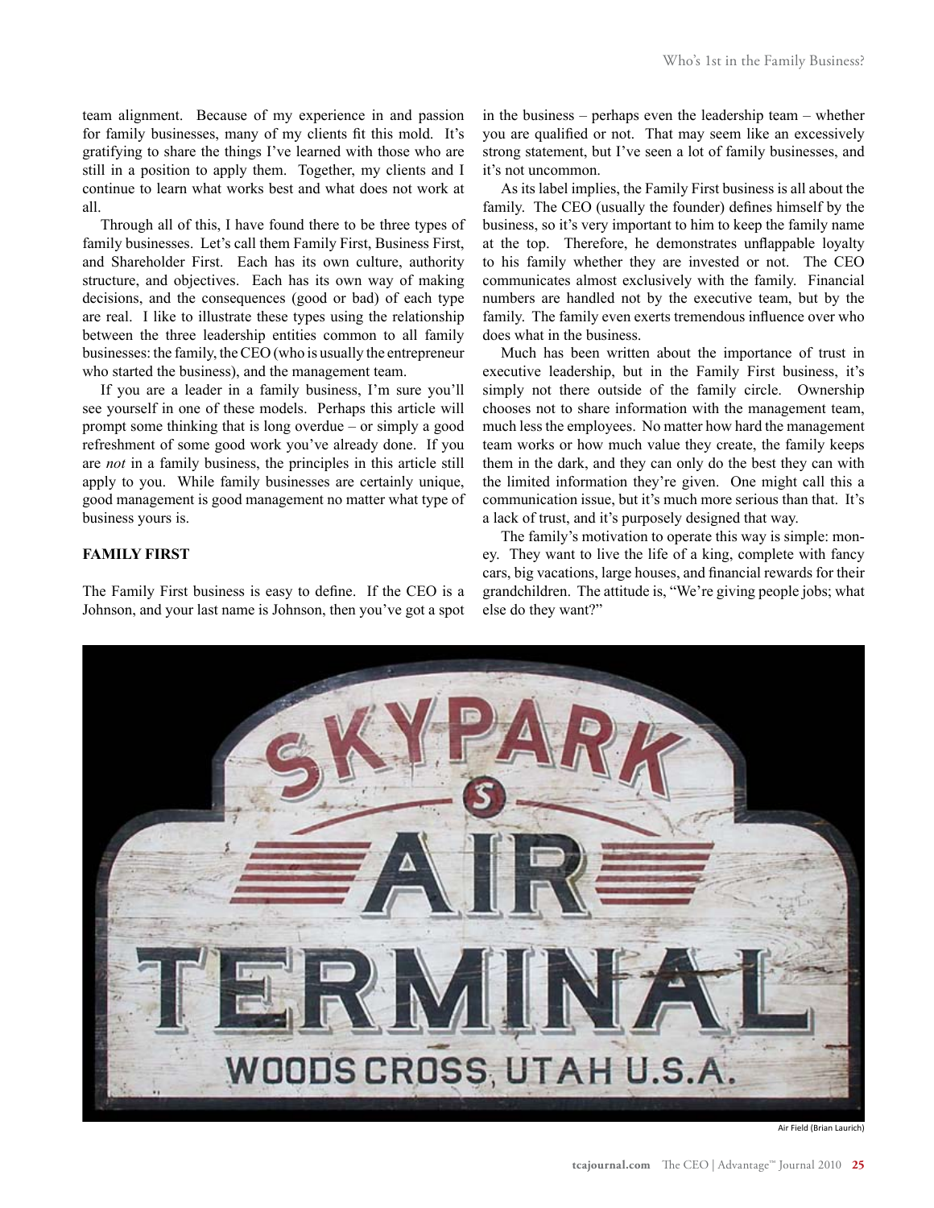team alignment. Because of my experience in and passion for family businesses, many of my clients fit this mold. It's gratifying to share the things I've learned with those who are still in a position to apply them. Together, my clients and I continue to learn what works best and what does not work at all.

Through all of this, I have found there to be three types of family businesses. Let's call them Family First, Business First, and Shareholder First. Each has its own culture, authority structure, and objectives. Each has its own way of making decisions, and the consequences (good or bad) of each type are real. I like to illustrate these types using the relationship between the three leadership entities common to all family businesses: the family, the CEO (who is usually the entrepreneur who started the business), and the management team.

If you are a leader in a family business, I'm sure you'll see yourself in one of these models. Perhaps this article will prompt some thinking that is long overdue – or simply a good refreshment of some good work you've already done. If you are *not* in a family business, the principles in this article still apply to you. While family businesses are certainly unique, good management is good management no matter what type of business yours is.

**FAMILY FIRST**

The Family First business is easy to define. If the CEO is a Johnson, and your last name is Johnson, then you've got a spot in the business – perhaps even the leadership team – whether you are qualified or not. That may seem like an excessively strong statement, but I've seen a lot of family businesses, and it's not uncommon.

As its label implies, the Family First business is all about the family. The CEO (usually the founder) defines himself by the business, so it's very important to him to keep the family name at the top. Therefore, he demonstrates unflappable loyalty to his family whether they are invested or not. The CEO communicates almost exclusively with the family. Financial numbers are handled not by the executive team, but by the family. The family even exerts tremendous influence over who does what in the business.

Much has been written about the importance of trust in executive leadership, but in the Family First business, it's simply not there outside of the family circle. Ownership chooses not to share information with the management team, much less the employees. No matter how hard the management team works or how much value they create, the family keeps them in the dark, and they can only do the best they can with the limited information they're given. One might call this a communication issue, but it's much more serious than that. It's a lack of trust, and it's purposely designed that way.

The family's motivation to operate this way is simple: money. They want to live the life of a king, complete with fancy cars, big vacations, large houses, and financial rewards for their grandchildren. The attitude is, "We're giving people jobs; what else do they want?"

Air Field (Brian Laurich)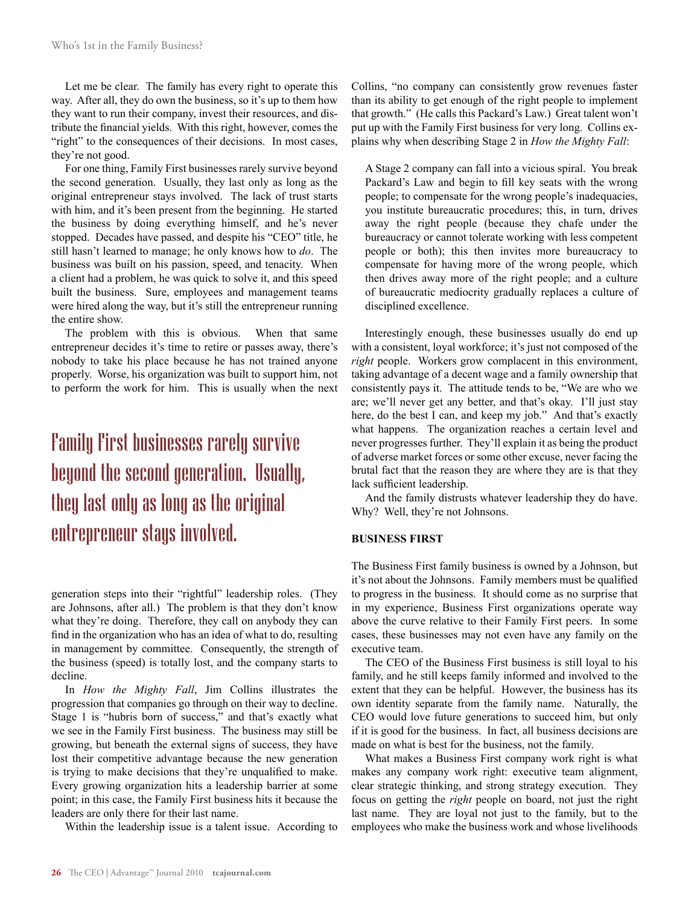Let me be clear. The family has every right to operate this way. After all, they do own the business, so it's up to them how they want to run their company, invest their resources, and distribute the financial yields. With this right, however, comes the "right" to the consequences of their decisions. In most cases, they're not good.

For one thing, Family First businesses rarely survive beyond the second generation. Usually, they last only as long as the original entrepreneur stays involved. The lack of trust starts with him, and it's been present from the beginning. He started the business by doing everything himself, and he's never stopped. Decades have passed, and despite his "CEO" title, he still hasn't learned to manage; he only knows how to *do*. The business was built on his passion, speed, and tenacity. When a client had a problem, he was quick to solve it, and this speed built the business. Sure, employees and management teams were hired along the way, but it's still the entrepreneur running the entire show.

The problem with this is obvious. When that same entrepreneur decides it's time to retire or passes away, there's nobody to take his place because he has not trained anyone properly. Worse, his organization was built to support him, not to perform the work for him. This is usually when the next generation steps into their "rightful" leadership roles. (They are Johnsons, after all.) The problem is that they don't know what they're doing. Therefore, they call on anybody they can find in the organization who has an idea of what to do, resulting in management by committee. Consequently, the strength of the business (speed) is totally lost, and the company starts to decline.

> Family First businesses rarely survive beyond the second generation. Usually, they last only as long as the original entrepreneur stays involved.

In *How the Mighty Fall*, Jim Collins illustrates the progression that companies go through on their way to decline. Stage 1 is "hubris born of success," and that's exactly what we see in the Family First business. The business may still be growing, but beneath the external signs of success, they have lost their competitive advantage because the new generation is trying to make decisions that they're unqualified to make. Every growing organization hits a leadership barrier at some point; in this case, the Family First business hits it because the leaders are only there for their last name.

Within the leadership issue is a talent issue. According to Collins, "no company can consistently grow revenues faster than its ability to get enough of the right people to implement that growth." (He calls this Packard's Law.) Great talent won't put up with the Family First business for very long. Collins explains why when describing Stage 2 in *How the Mighty Fall*:

> A Stage 2 company can fall into a vicious spiral. You break Packard's Law and begin to fill key seats with the wrong people; to compensate for the wrong people's inadequacies, you institute bureaucratic procedures; this, in turn, drives away the right people (because they chafe under the bureaucracy or cannot tolerate working with less competent people or both); this then invites more bureaucracy to compensate for having more of the wrong people, which then drives away more of the right people; and a culture of bureaucratic mediocrity gradually replaces a culture of disciplined excellence.

Interestingly enough, these businesses usually do end up with a consistent, loyal workforce; it's just not composed of the *right* people. Workers grow complacent in this environment, taking advantage of a decent wage and a family ownership that consistently pays it. The attitude tends to be, "We are who we are; we'll never get any better, and that's okay. I'll just stay here, do the best I can, and keep my job." And that's exactly what happens. The organization reaches a certain level and never progresses further. They'll explain it as being the product of adverse market forces or some other excuse, never facing the brutal fact that the reason they are where they are is that they lack sufficient leadership.

And the family distrusts whatever leadership they do have. Why? Well, they're not Johnsons.

**BUSINESS FIRST**

The Business First family business is owned by a Johnson, but it's not about the Johnsons. Family members must be qualified to progress in the business. It should come as no surprise that in my experience, Business First organizations operate way above the curve relative to their Family First peers. In some cases, these businesses may not even have any family on the executive team.

The CEO of the Business First business is still loyal to his family, and he still keeps family informed and involved to the extent that they can be helpful. However, the business has its own identity separate from the family name. Naturally, the CEO would love future generations to succeed him, but only if it is good for the business. In fact, all business decisions are made on what is best for the business, not the family.

What makes a Business First company work right is what makes any company work right: executive team alignment, clear strategic thinking, and strong strategy execution. They focus on getting the *right* people on board, not just the right last name. They are loyal not just to the family, but to the employees who make the business work and whose livelihoods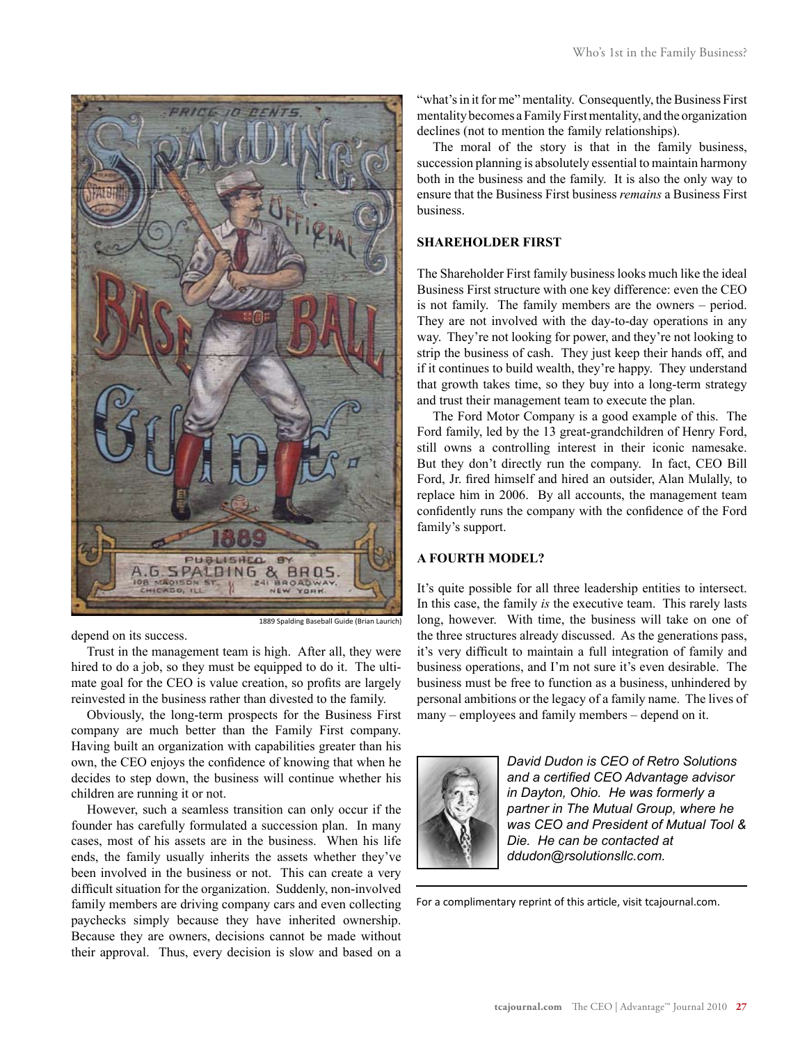1889 Spalding Baseball Guide (Brian Laurich)

depend on its success.

Trust in the management team is high. After all, they were hired to do a job, so they must be equipped to do it. The ultimate goal for the CEO is value creation, so profits are largely reinvested in the business rather than divested to the family.

Obviously, the long-term prospects for the Business First company are much better than the Family First company. Having built an organization with capabilities greater than his own, the CEO enjoys the confidence of knowing that when he decides to step down, the business will continue whether his children are running it or not.

However, such a seamless transition can only occur if the founder has carefully formulated a succession plan. In many cases, most of his assets are in the business. When his life ends, the family usually inherits the assets whether they've been involved in the business or not. This can create a very difficult situation for the organization. Suddenly, non-involved family members are driving company cars and even collecting paychecks simply because they have inherited ownership. Because they are owners, decisions cannot be made without their approval. Thus, every decision is slow and based on a "what's in it for me" mentality. Consequently, the Business First mentality becomes a Family First mentality, and the organization declines (not to mention the family relationships).

The moral of the story is that in the family business, succession planning is absolutely essential to maintain harmony both in the business and the family. It is also the only way to ensure that the Business First business *remains* a Business First business.

## SHAREHOLDER FIRST

The Shareholder First family business looks much like the ideal Business First structure with one key difference: even the CEO is not family. The family members are the owners – period. They are not involved with the day-to-day operations in any way. They're not looking for power, and they're not looking to strip the business of cash. They just keep their hands off, and if it continues to build wealth, they're happy. They understand that growth takes time, so they buy into a long-term strategy and trust their management team to execute the plan.

The Ford Motor Company is a good example of this. The Ford family, led by the 13 great-grandchildren of Henry Ford, still owns a controlling interest in their iconic namesake. But they don't directly run the company. In fact, CEO Bill Ford, Jr. fired himself and hired an outsider, Alan Mulally, to replace him in 2006. By all accounts, the management team confidently runs the company with the confidence of the Ford family's support.

## A FOURTH MODEL?

It's quite possible for all three leadership entities to intersect. In this case, the family *is* the executive team. This rarely lasts long, however. With time, the business will take on one of the three structures already discussed. As the generations pass, it's very difficult to maintain a full integration of family and business operations, and I'm not sure it's even desirable. The business must be free to function as a business, unhindered by personal ambitions or the legacy of a family name. The lives of many – employees and family members – depend on it.

*David Dudon is CEO of Retro Solutions and a certified CEO Advantage advisor in Dayton, Ohio. He was formerly a partner in The Mutual Group, where he was CEO and President of Mutual Tool & Die. He can be contacted at ddudon@rsolutionsllc.com.*

For a complimentary reprint of this article, visit tcajournal.com.